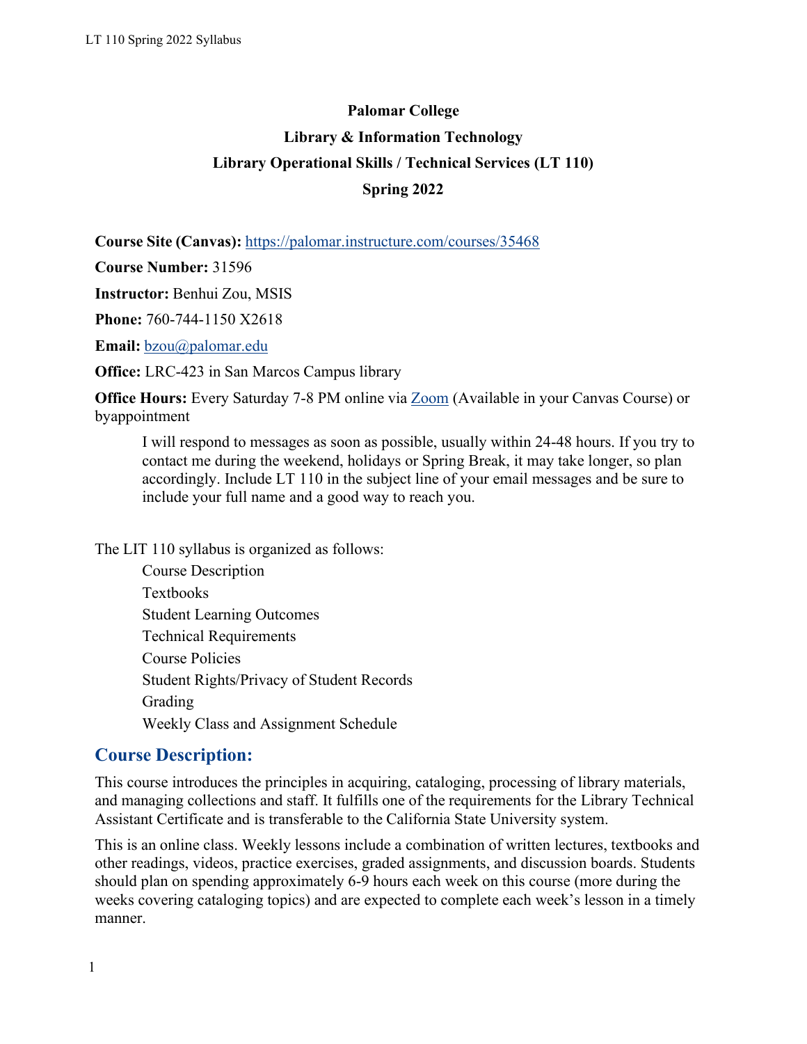**Palomar College**

**Library & Information Technology**

**Library Operational Skills / Technical Services (LT 110)**

**Spring 2022**

**Course Site (Canvas):** https://palomar.instructure.com/courses/35468

**Course Number:** 31596

**Instructor:** Benhui Zou, MSIS

**Phone:** 760-744-1150 X2618

**Email:** bzou@palomar.edu

**Office:** LRC-423 in San Marcos Campus library

**Office Hours:** Every Saturday 7-8 PM online via Zoom (Available in your Canvas Course) or byappointment

> I will respond to messages as soon as possible, usually within 24-48 hours. If you try to contact me during the weekend, holidays or Spring Break, it may take longer, so plan accordingly. Include LT 110 in the subject line of your email messages and be sure to include your full name and a good way to reach you.

The LIT 110 syllabus is organized as follows:

- Course Description
- Textbooks
- Student Learning Outcomes
- Technical Requirements
- Course Policies
- Student Rights/Privacy of Student Records
- Grading
- Weekly Class and Assignment Schedule

## Course Description:

This course introduces the principles in acquiring, cataloging, processing of library materials, and managing collections and staff. It fulfills one of the requirements for the Library Technical Assistant Certificate and is transferable to the California State University system.

This is an online class. Weekly lessons include a combination of written lectures, textbooks and other readings, videos, practice exercises, graded assignments, and discussion boards. Students should plan on spending approximately 6-9 hours each week on this course (more during the weeks covering cataloging topics) and are expected to complete each week's lesson in a timely manner.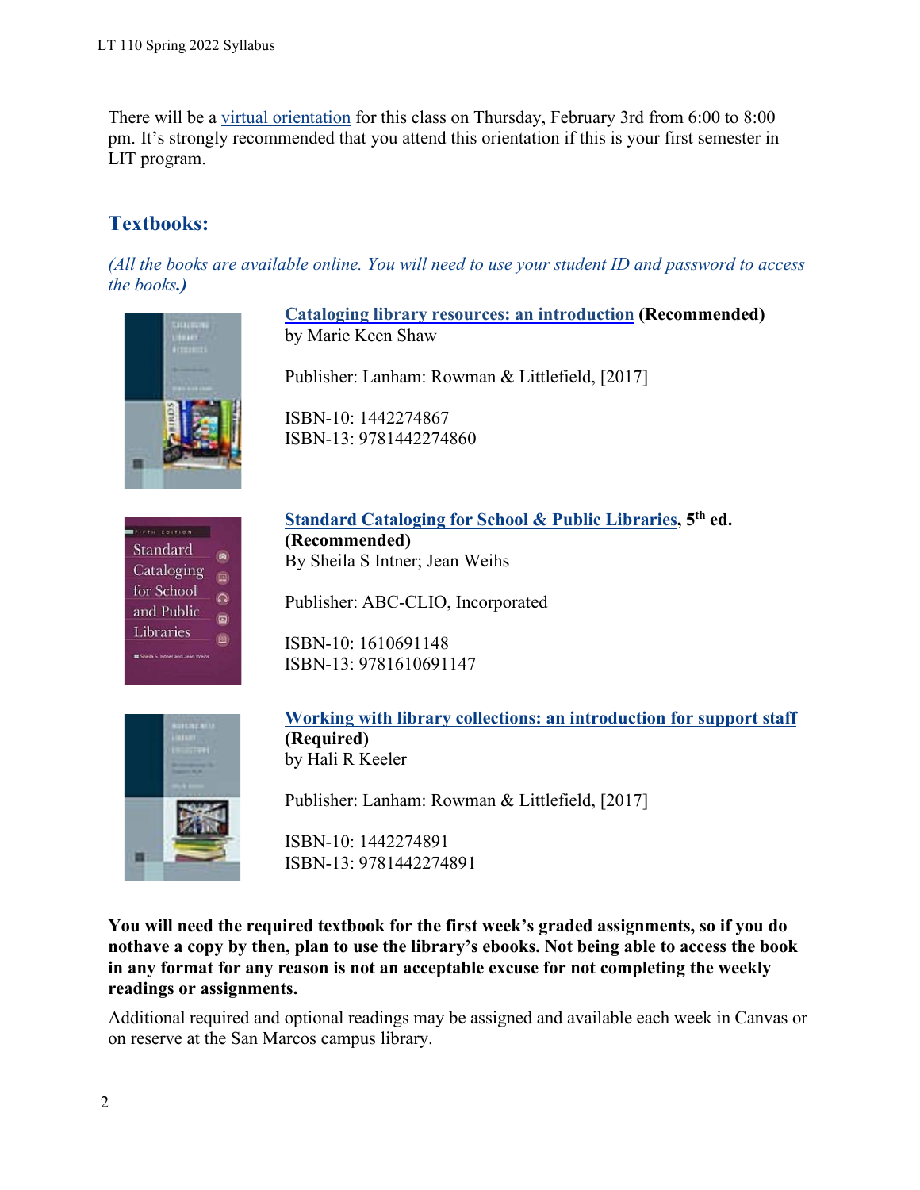There will be a virtual orientation for this class on Thursday, February 3rd from 6:00 to 8:00 pm. It's strongly recommended that you attend this orientation if this is your first semester in LIT program.

## Textbooks:

*(All the books are available online. You will need to use your student ID and password to access the books.)*

**Cataloging library resources: an introduction (Recommended)**
by Marie Keen Shaw

Publisher: Lanham: Rowman & Littlefield, [2017]

ISBN-10: 1442274867
ISBN-13: 9781442274860

**Standard Cataloging for School & Public Libraries, 5th ed. (Recommended)**
By Sheila S Intner; Jean Weihs

Publisher: ABC-CLIO, Incorporated

ISBN-10: 1610691148
ISBN-13: 9781610691147

**Working with library collections: an introduction for support staff (Required)**
by Hali R Keeler

Publisher: Lanham: Rowman & Littlefield, [2017]

ISBN-10: 1442274891
ISBN-13: 9781442274891

**You will need the required textbook for the first week's graded assignments, so if you do nothave a copy by then, plan to use the library's ebooks. Not being able to access the book in any format for any reason is not an acceptable excuse for not completing the weekly readings or assignments.**

Additional required and optional readings may be assigned and available each week in Canvas or on reserve at the San Marcos campus library.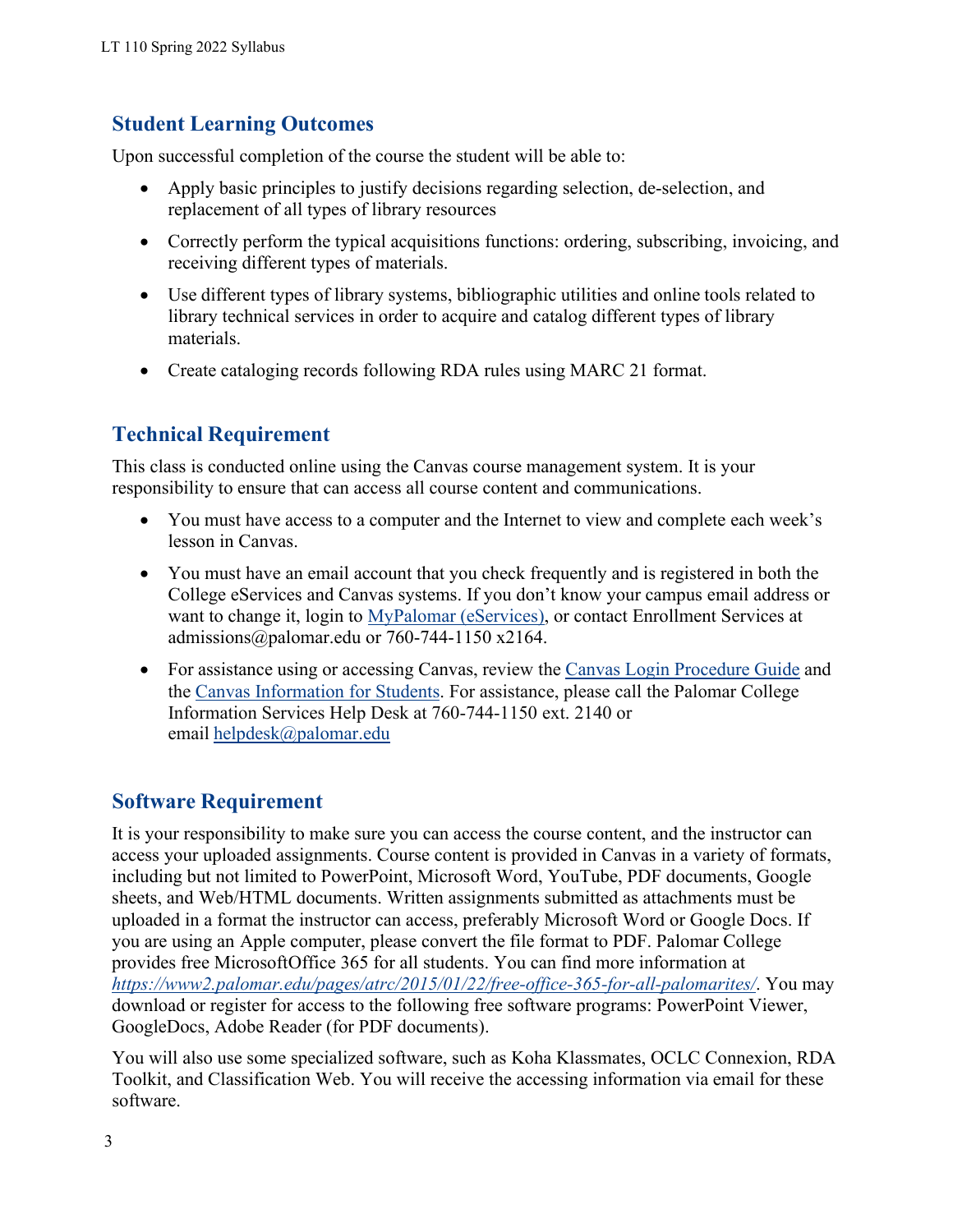## Student Learning Outcomes

Upon successful completion of the course the student will be able to:

- Apply basic principles to justify decisions regarding selection, de-selection, and replacement of all types of library resources
- Correctly perform the typical acquisitions functions: ordering, subscribing, invoicing, and receiving different types of materials.
- Use different types of library systems, bibliographic utilities and online tools related to library technical services in order to acquire and catalog different types of library materials.
- Create cataloging records following RDA rules using MARC 21 format.

## Technical Requirement

This class is conducted online using the Canvas course management system. It is your responsibility to ensure that can access all course content and communications.

- You must have access to a computer and the Internet to view and complete each week's lesson in Canvas.
- You must have an email account that you check frequently and is registered in both the College eServices and Canvas systems. If you don't know your campus email address or want to change it, login to [MyPalomar (eServices)](), or contact Enrollment Services at admissions@palomar.edu or 760-744-1150 x2164.
- For assistance using or accessing Canvas, review the [Canvas Login Procedure Guide]() and the [Canvas Information for Students](). For assistance, please call the Palomar College Information Services Help Desk at 760-744-1150 ext. 2140 or email [helpdesk@palomar.edu]()

## Software Requirement

It is your responsibility to make sure you can access the course content, and the instructor can access your uploaded assignments. Course content is provided in Canvas in a variety of formats, including but not limited to PowerPoint, Microsoft Word, YouTube, PDF documents, Google sheets, and Web/HTML documents. Written assignments submitted as attachments must be uploaded in a format the instructor can access, preferably Microsoft Word or Google Docs. If you are using an Apple computer, please convert the file format to PDF. Palomar College provides free MicrosoftOffice 365 for all students. You can find more information at *https://www2.palomar.edu/pages/atrc/2015/01/22/free-office-365-for-all-palomarites/*. You may download or register for access to the following free software programs: PowerPoint Viewer, GoogleDocs, Adobe Reader (for PDF documents).

You will also use some specialized software, such as Koha Klassmates, OCLC Connexion, RDA Toolkit, and Classification Web. You will receive the accessing information via email for these software.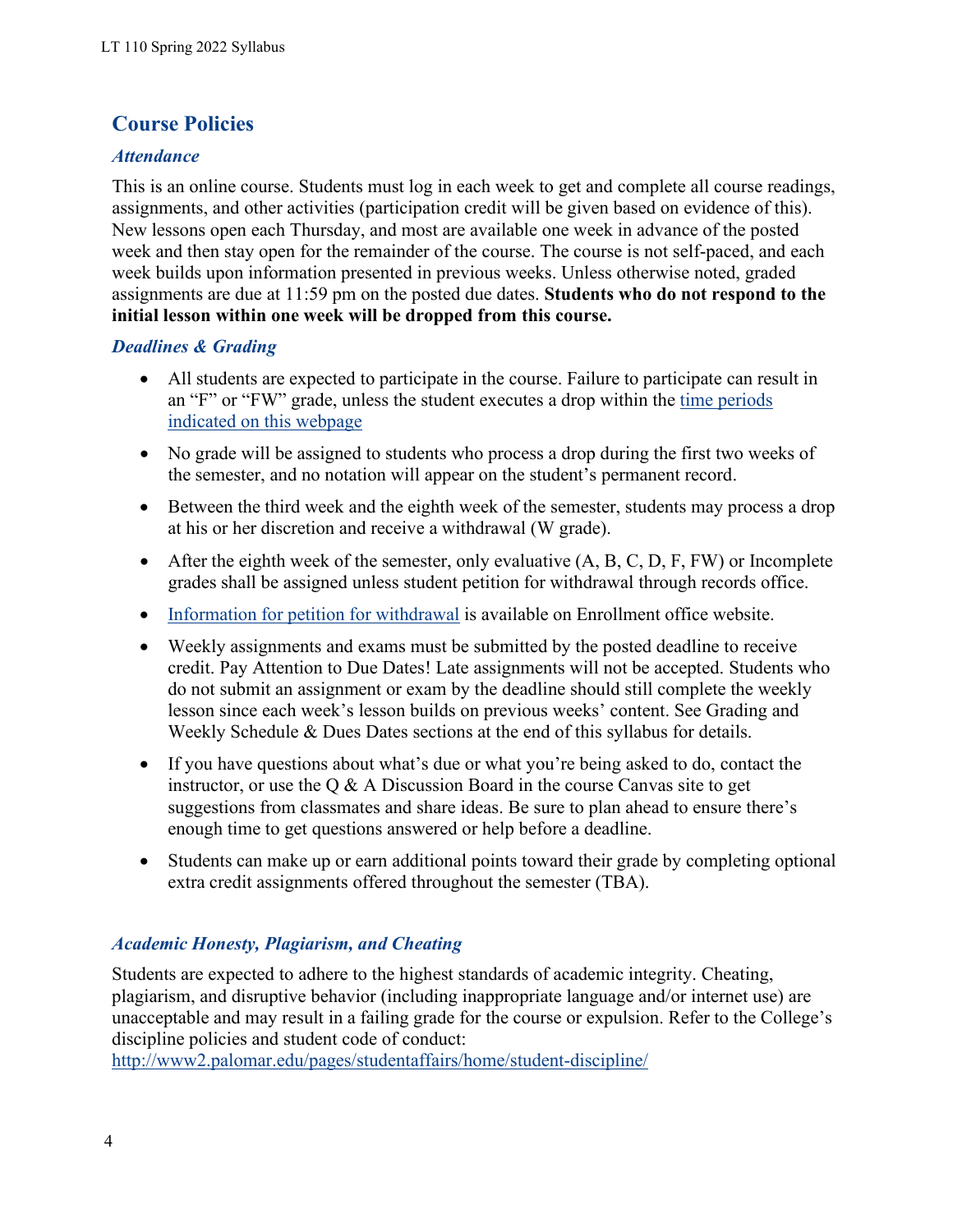## Course Policies

### *Attendance*

This is an online course. Students must log in each week to get and complete all course readings, assignments, and other activities (participation credit will be given based on evidence of this). New lessons open each Thursday, and most are available one week in advance of the posted week and then stay open for the remainder of the course. The course is not self-paced, and each week builds upon information presented in previous weeks. Unless otherwise noted, graded assignments are due at 11:59 pm on the posted due dates. **Students who do not respond to the initial lesson within one week will be dropped from this course.**

### *Deadlines & Grading*

- All students are expected to participate in the course. Failure to participate can result in an "F" or "FW" grade, unless the student executes a drop within the time periods indicated on this webpage
- No grade will be assigned to students who process a drop during the first two weeks of the semester, and no notation will appear on the student's permanent record.
- Between the third week and the eighth week of the semester, students may process a drop at his or her discretion and receive a withdrawal (W grade).
- After the eighth week of the semester, only evaluative (A, B, C, D, F, FW) or Incomplete grades shall be assigned unless student petition for withdrawal through records office.
- Information for petition for withdrawal is available on Enrollment office website.
- Weekly assignments and exams must be submitted by the posted deadline to receive credit. Pay Attention to Due Dates! Late assignments will not be accepted. Students who do not submit an assignment or exam by the deadline should still complete the weekly lesson since each week's lesson builds on previous weeks' content. See Grading and Weekly Schedule & Dues Dates sections at the end of this syllabus for details.
- If you have questions about what's due or what you're being asked to do, contact the instructor, or use the Q & A Discussion Board in the course Canvas site to get suggestions from classmates and share ideas. Be sure to plan ahead to ensure there's enough time to get questions answered or help before a deadline.
- Students can make up or earn additional points toward their grade by completing optional extra credit assignments offered throughout the semester (TBA).

### *Academic Honesty, Plagiarism, and Cheating*

Students are expected to adhere to the highest standards of academic integrity. Cheating, plagiarism, and disruptive behavior (including inappropriate language and/or internet use) are unacceptable and may result in a failing grade for the course or expulsion. Refer to the College's discipline policies and student code of conduct:
http://www2.palomar.edu/pages/studentaffairs/home/student-discipline/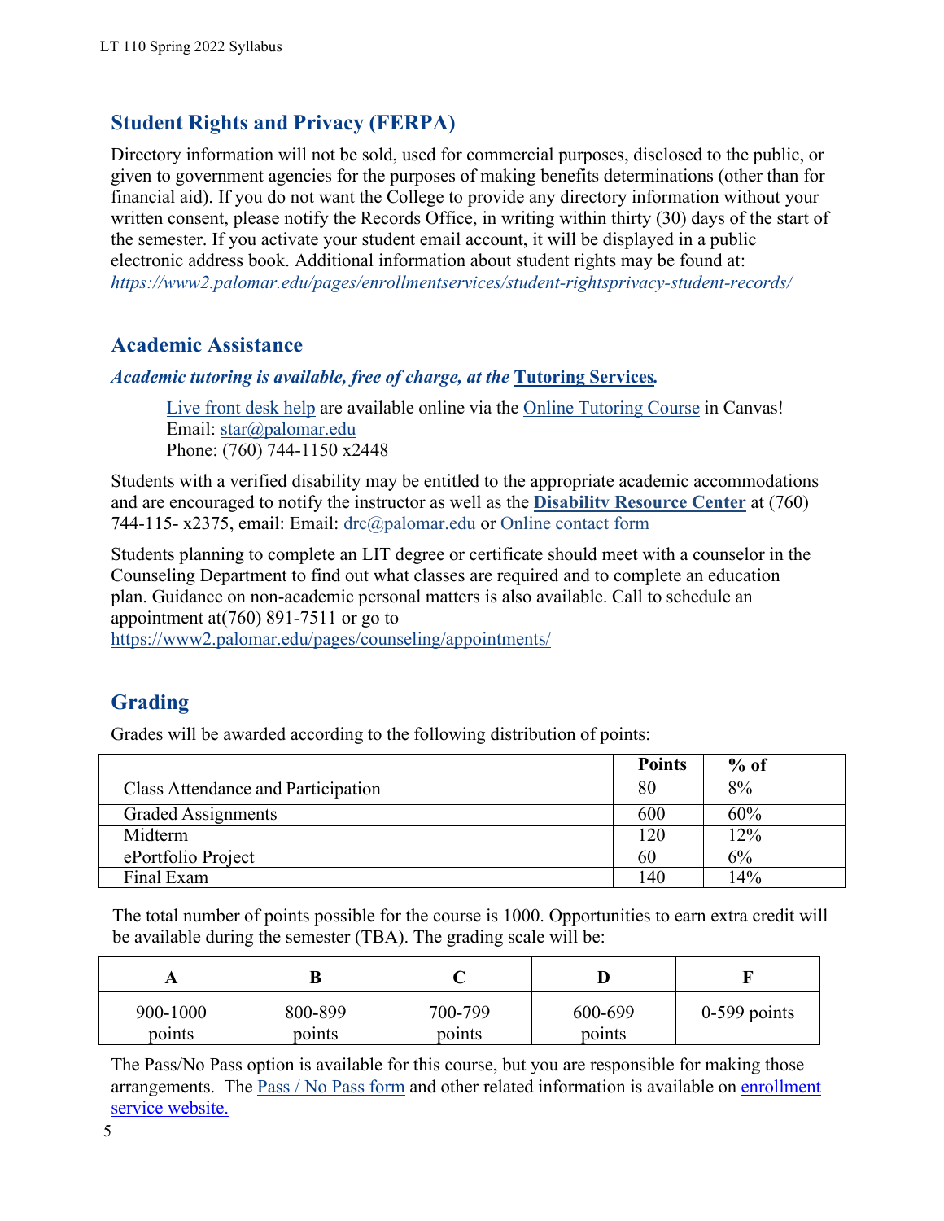## Student Rights and Privacy (FERPA)

Directory information will not be sold, used for commercial purposes, disclosed to the public, or given to government agencies for the purposes of making benefits determinations (other than for financial aid). If you do not want the College to provide any directory information without your written consent, please notify the Records Office, in writing within thirty (30) days of the start of the semester. If you activate your student email account, it will be displayed in a public electronic address book. Additional information about student rights may be found at: *https://www2.palomar.edu/pages/enrollmentservices/student-rightsprivacy-student-records/*

## Academic Assistance

***Academic tutoring is available, free of charge, at the* Tutoring Services*.***

> Live front desk help are available online via the Online Tutoring Course in Canvas!
> Email: star@palomar.edu
> Phone: (760) 744-1150 x2448

Students with a verified disability may be entitled to the appropriate academic accommodations and are encouraged to notify the instructor as well as the **Disability Resource Center** at (760) 744-115- x2375, email: Email: drc@palomar.edu or Online contact form

Students planning to complete an LIT degree or certificate should meet with a counselor in the Counseling Department to find out what classes are required and to complete an education plan. Guidance on non-academic personal matters is also available. Call to schedule an appointment at(760) 891-7511 or go to https://www2.palomar.edu/pages/counseling/appointments/

## Grading

Grades will be awarded according to the following distribution of points:

| | Points | % of |
|---|---|---|
| Class Attendance and Participation | 80 | 8% |
| Graded Assignments | 600 | 60% |
| Midterm | 120 | 12% |
| ePortfolio Project | 60 | 6% |
| Final Exam | 140 | 14% |

The total number of points possible for the course is 1000. Opportunities to earn extra credit will be available during the semester (TBA). The grading scale will be:

| A | B | C | D | F |
|---|---|---|---|---|
| 900-1000 points | 800-899 points | 700-799 points | 600-699 points | 0-599 points |

The Pass/No Pass option is available for this course, but you are responsible for making those arrangements. The Pass / No Pass form and other related information is available on enrollment service website.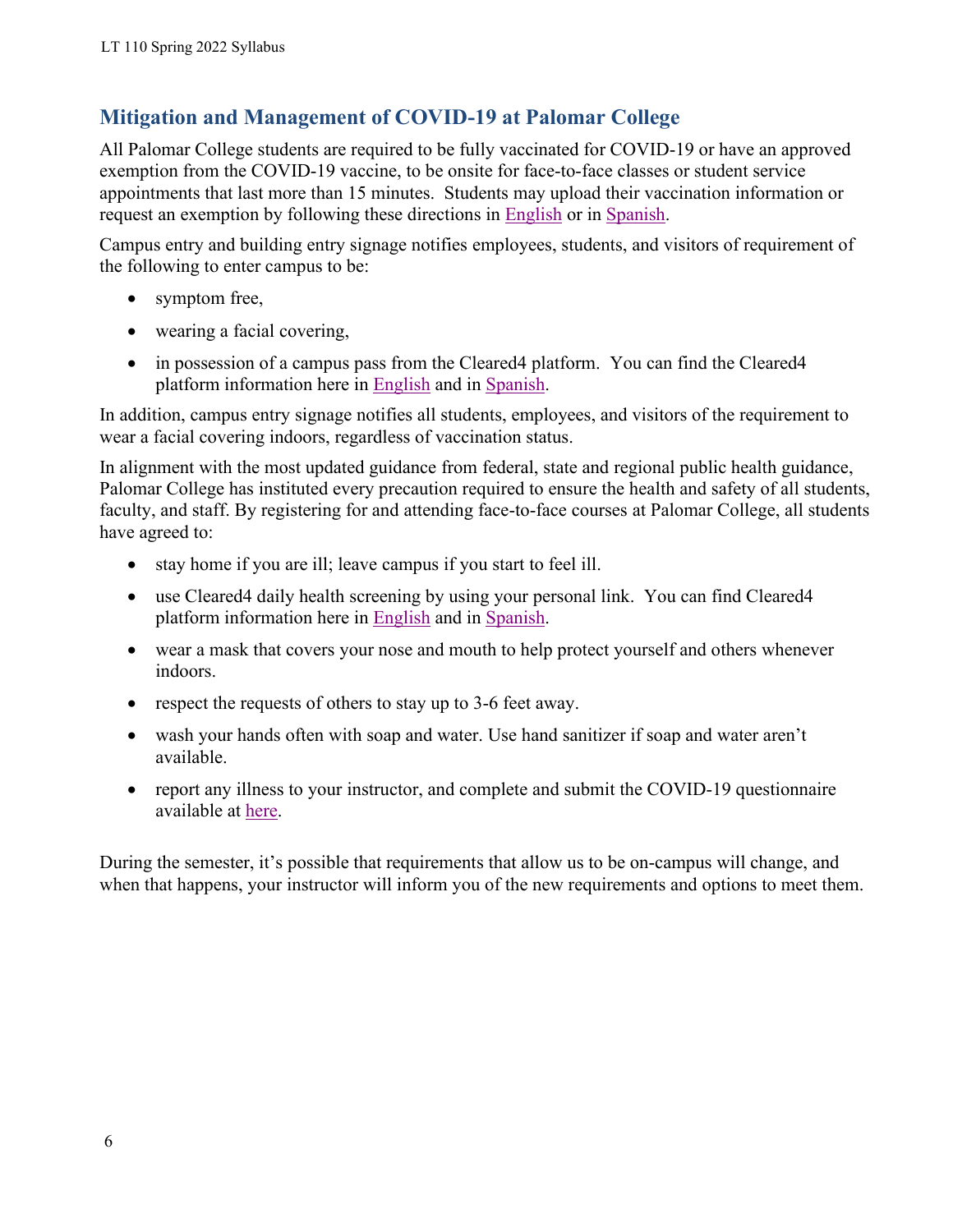## Mitigation and Management of COVID-19 at Palomar College

All Palomar College students are required to be fully vaccinated for COVID-19 or have an approved exemption from the COVID-19 vaccine, to be onsite for face-to-face classes or student service appointments that last more than 15 minutes. Students may upload their vaccination information or request an exemption by following these directions in English or in Spanish.

Campus entry and building entry signage notifies employees, students, and visitors of requirement of the following to enter campus to be:

- symptom free,
- wearing a facial covering,
- in possession of a campus pass from the Cleared4 platform. You can find the Cleared4 platform information here in English and in Spanish.

In addition, campus entry signage notifies all students, employees, and visitors of the requirement to wear a facial covering indoors, regardless of vaccination status.

In alignment with the most updated guidance from federal, state and regional public health guidance, Palomar College has instituted every precaution required to ensure the health and safety of all students, faculty, and staff. By registering for and attending face-to-face courses at Palomar College, all students have agreed to:

- stay home if you are ill; leave campus if you start to feel ill.
- use Cleared4 daily health screening by using your personal link. You can find Cleared4 platform information here in English and in Spanish.
- wear a mask that covers your nose and mouth to help protect yourself and others whenever indoors.
- respect the requests of others to stay up to 3-6 feet away.
- wash your hands often with soap and water. Use hand sanitizer if soap and water aren't available.
- report any illness to your instructor, and complete and submit the COVID-19 questionnaire available at here.

During the semester, it's possible that requirements that allow us to be on-campus will change, and when that happens, your instructor will inform you of the new requirements and options to meet them.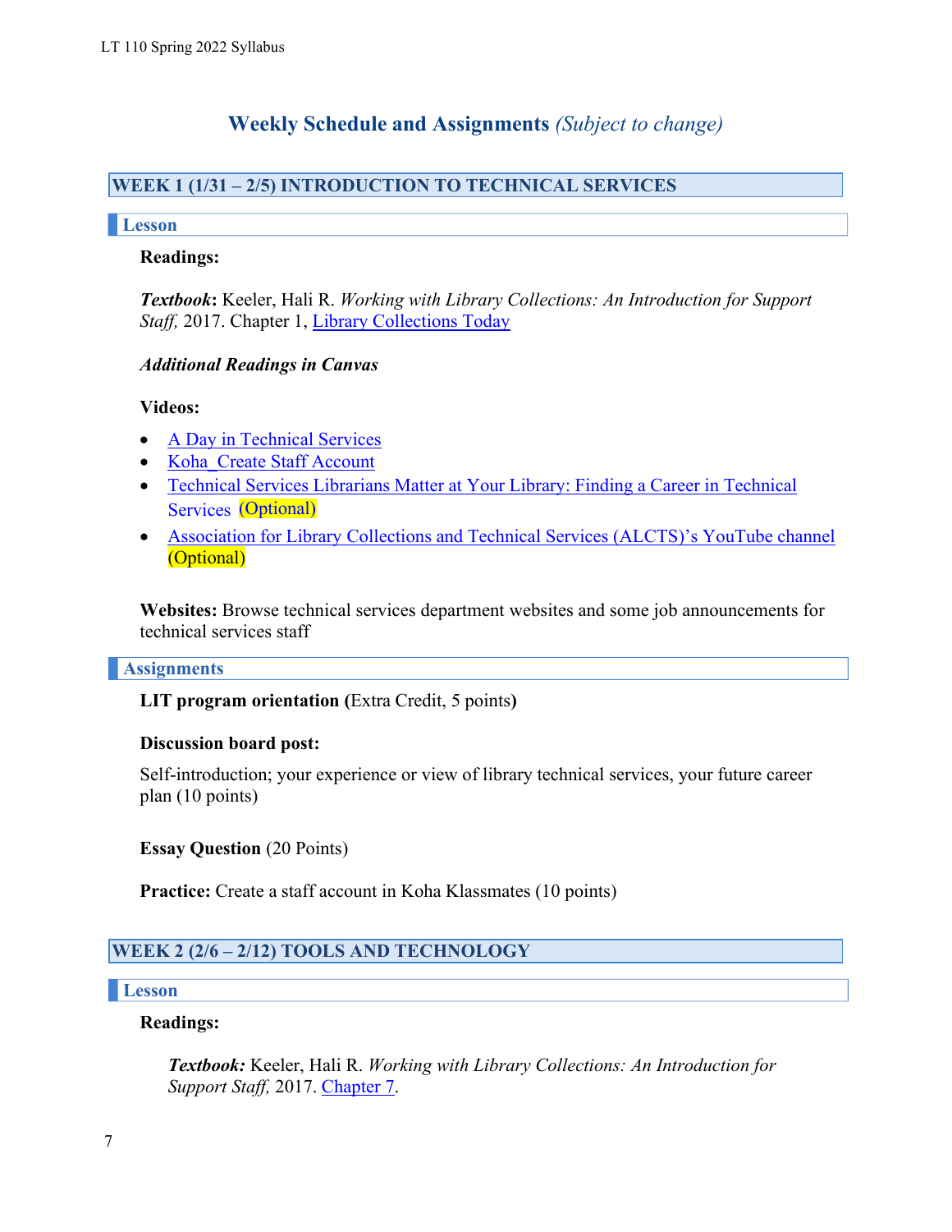## Weekly Schedule and Assignments *(Subject to change)*

### WEEK 1 (1/31 – 2/5) INTRODUCTION TO TECHNICAL SERVICES

#### Lesson

**Readings:**

***Textbook*:** Keeler, Hali R. *Working with Library Collections: An Introduction for Support Staff,* 2017. Chapter 1, Library Collections Today

***Additional Readings in Canvas***

**Videos:**

- A Day in Technical Services
- Koha_Create Staff Account
- Technical Services Librarians Matter at Your Library: Finding a Career in Technical Services (Optional)
- Association for Library Collections and Technical Services (ALCTS)'s YouTube channel (Optional)

**Websites:** Browse technical services department websites and some job announcements for technical services staff

#### Assignments

**LIT program orientation (**Extra Credit, 5 points**)**

**Discussion board post:**

Self-introduction; your experience or view of library technical services, your future career plan (10 points)

**Essay Question** (20 Points)

**Practice:** Create a staff account in Koha Klassmates (10 points)

### WEEK 2 (2/6 – 2/12) TOOLS AND TECHNOLOGY

#### Lesson

**Readings:**

***Textbook:*** Keeler, Hali R. *Working with Library Collections: An Introduction for Support Staff,* 2017. Chapter 7.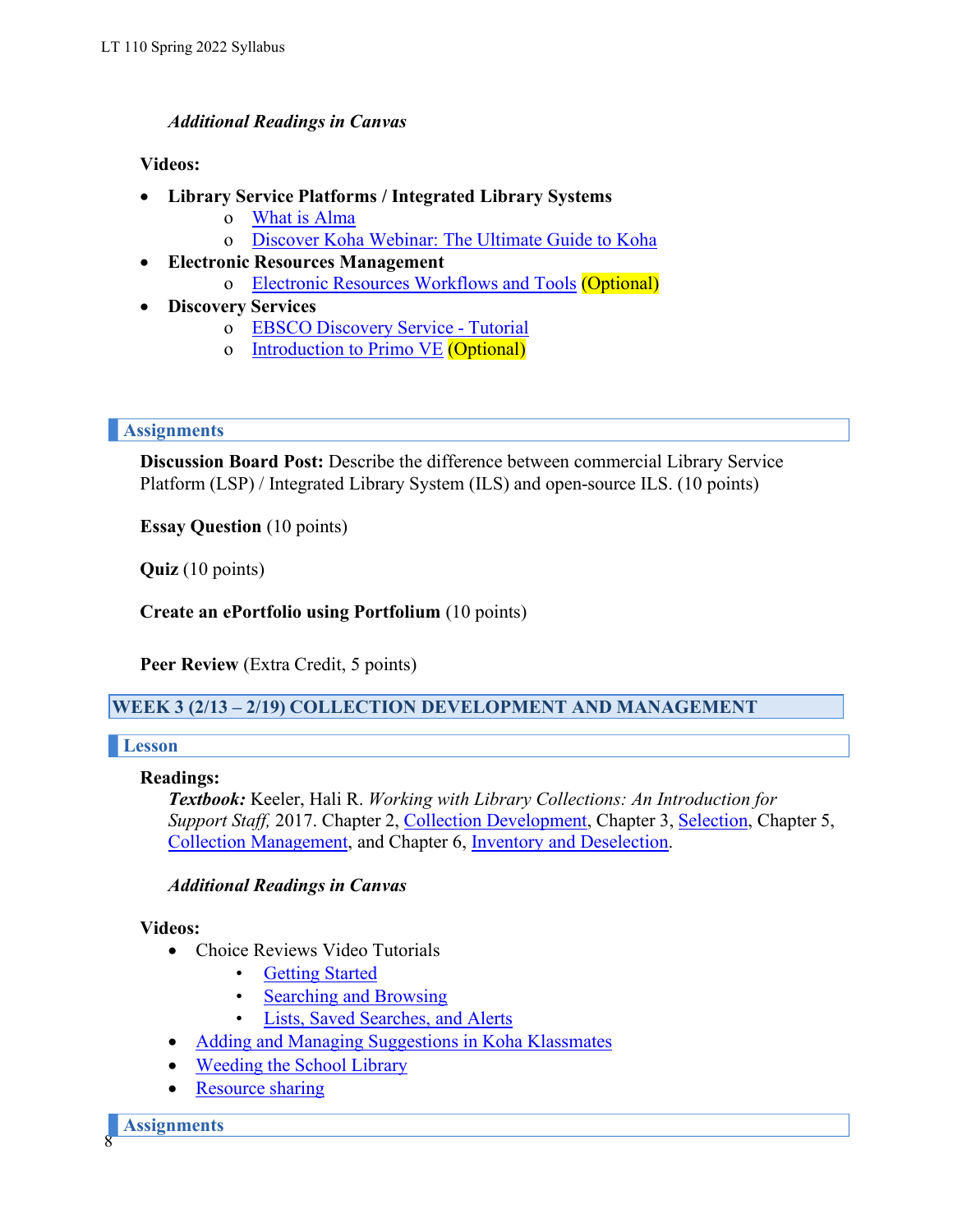***Additional Readings in Canvas***

**Videos:**

- **Library Service Platforms / Integrated Library Systems**
  - What is Alma
  - Discover Koha Webinar: The Ultimate Guide to Koha
- **Electronic Resources Management**
  - Electronic Resources Workflows and Tools (Optional)
- **Discovery Services**
  - EBSCO Discovery Service - Tutorial
  - Introduction to Primo VE (Optional)

### Assignments

**Discussion Board Post:** Describe the difference between commercial Library Service Platform (LSP) / Integrated Library System (ILS) and open-source ILS. (10 points)

**Essay Question** (10 points)

**Quiz** (10 points)

**Create an ePortfolio using Portfolium** (10 points)

**Peer Review** (Extra Credit, 5 points)

## WEEK 3 (2/13 – 2/19) COLLECTION DEVELOPMENT AND MANAGEMENT

### Lesson

**Readings:**

***Textbook:*** Keeler, Hali R. *Working with Library Collections: An Introduction for Support Staff,* 2017. Chapter 2, Collection Development, Chapter 3, Selection, Chapter 5, Collection Management, and Chapter 6, Inventory and Deselection.

***Additional Readings in Canvas***

**Videos:**

- Choice Reviews Video Tutorials
  - Getting Started
  - Searching and Browsing
  - Lists, Saved Searches, and Alerts
- Adding and Managing Suggestions in Koha Klassmates
- Weeding the School Library
- Resource sharing

### Assignments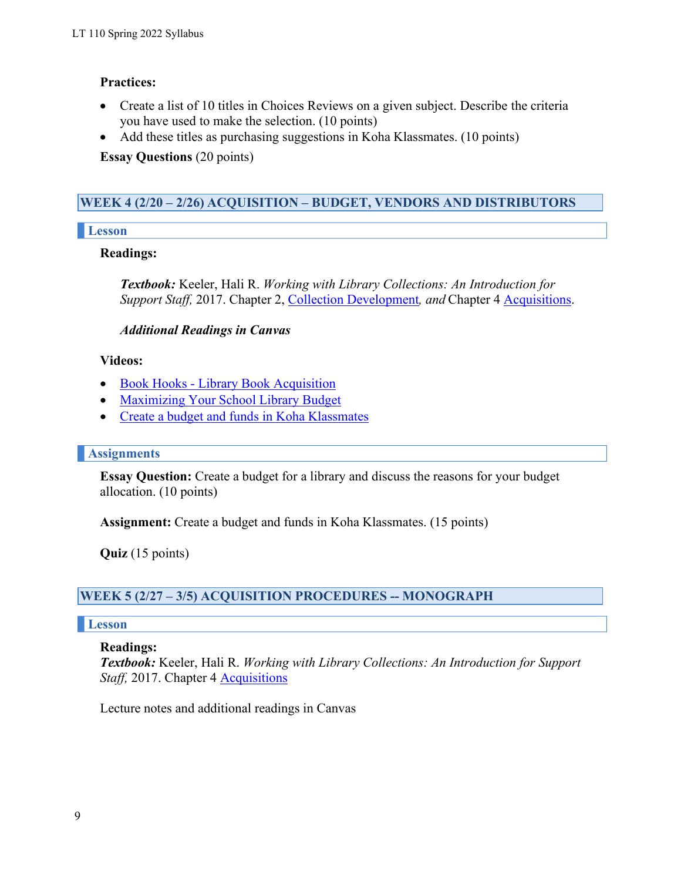**Practices:**

- Create a list of 10 titles in Choices Reviews on a given subject. Describe the criteria you have used to make the selection. (10 points)
- Add these titles as purchasing suggestions in Koha Klassmates. (10 points)

**Essay Questions** (20 points)

## WEEK 4 (2/20 – 2/26) ACQUISITION – BUDGET, VENDORS AND DISTRIBUTORS

### Lesson

**Readings:**

***Textbook:*** Keeler, Hali R. *Working with Library Collections: An Introduction for Support Staff,* 2017. Chapter 2, Collection Development*, and* Chapter 4 Acquisitions.

***Additional Readings in Canvas***

**Videos:**

- Book Hooks - Library Book Acquisition
- Maximizing Your School Library Budget
- Create a budget and funds in Koha Klassmates

### Assignments

**Essay Question:** Create a budget for a library and discuss the reasons for your budget allocation. (10 points)

**Assignment:** Create a budget and funds in Koha Klassmates. (15 points)

**Quiz** (15 points)

## WEEK 5 (2/27 – 3/5) ACQUISITION PROCEDURES -- MONOGRAPH

### Lesson

**Readings:**
***Textbook:*** Keeler, Hali R. *Working with Library Collections: An Introduction for Support Staff,* 2017. Chapter 4 Acquisitions

Lecture notes and additional readings in Canvas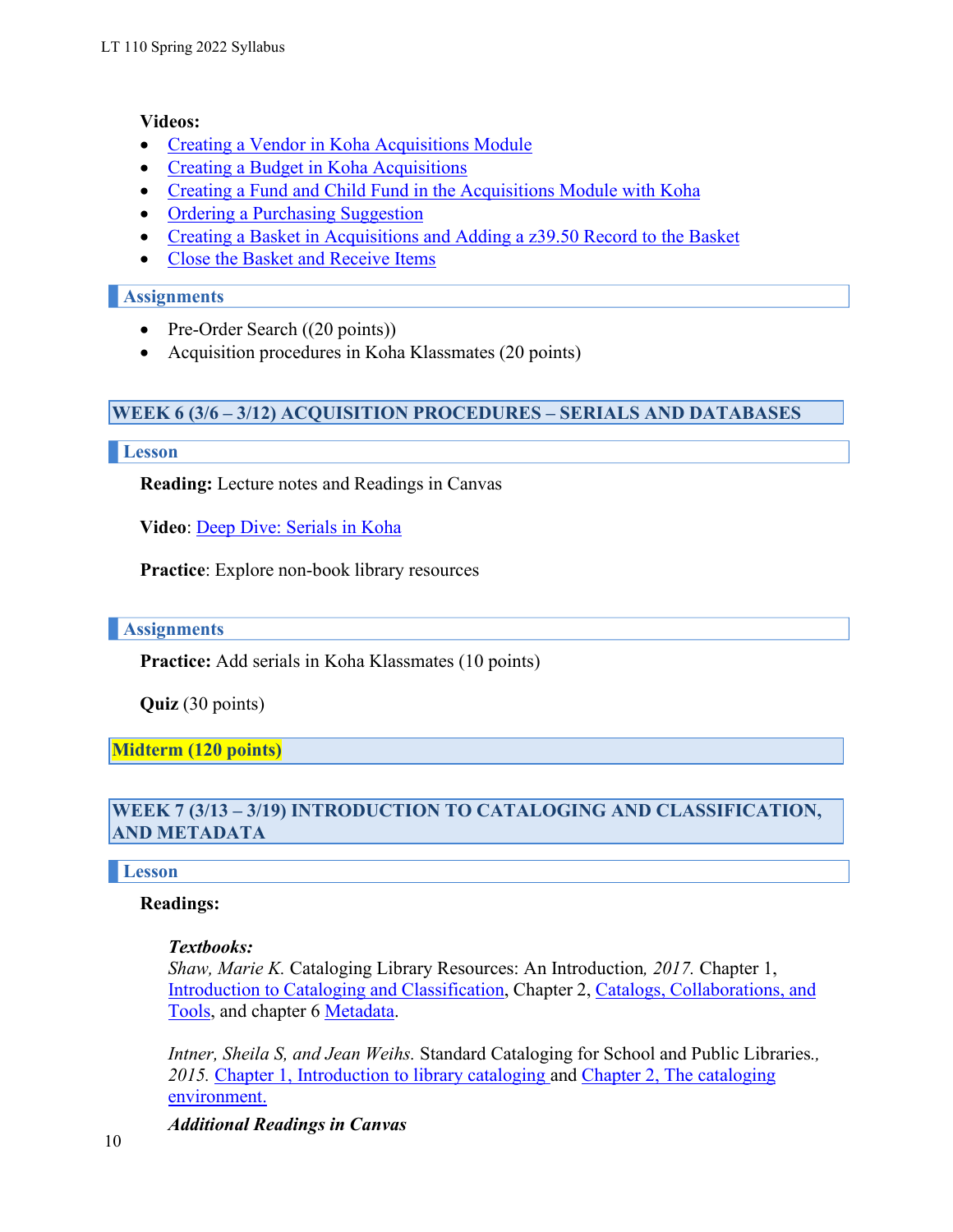**Videos:**

- Creating a Vendor in Koha Acquisitions Module
- Creating a Budget in Koha Acquisitions
- Creating a Fund and Child Fund in the Acquisitions Module with Koha
- Ordering a Purchasing Suggestion
- Creating a Basket in Acquisitions and Adding a z39.50 Record to the Basket
- Close the Basket and Receive Items

### Assignments

- Pre-Order Search ((20 points))
- Acquisition procedures in Koha Klassmates (20 points)

## WEEK 6 (3/6 – 3/12) ACQUISITION PROCEDURES – SERIALS AND DATABASES

### Lesson

**Reading:** Lecture notes and Readings in Canvas

**Video**: Deep Dive: Serials in Koha

**Practice**: Explore non-book library resources

### Assignments

**Practice:** Add serials in Koha Klassmates (10 points)

**Quiz** (30 points)

## Midterm (120 points)

## WEEK 7 (3/13 – 3/19) INTRODUCTION TO CATALOGING AND CLASSIFICATION, AND METADATA

### Lesson

**Readings:**

***Textbooks:***
*Shaw, Marie K.* Cataloging Library Resources: An Introduction*, 2017.* Chapter 1, Introduction to Cataloging and Classification, Chapter 2, Catalogs, Collaborations, and Tools, and chapter 6 Metadata.

*Intner, Sheila S, and Jean Weihs.* Standard Cataloging for School and Public Libraries.*, 2015.* Chapter 1, Introduction to library cataloging and Chapter 2, The cataloging environment.

***Additional Readings in Canvas***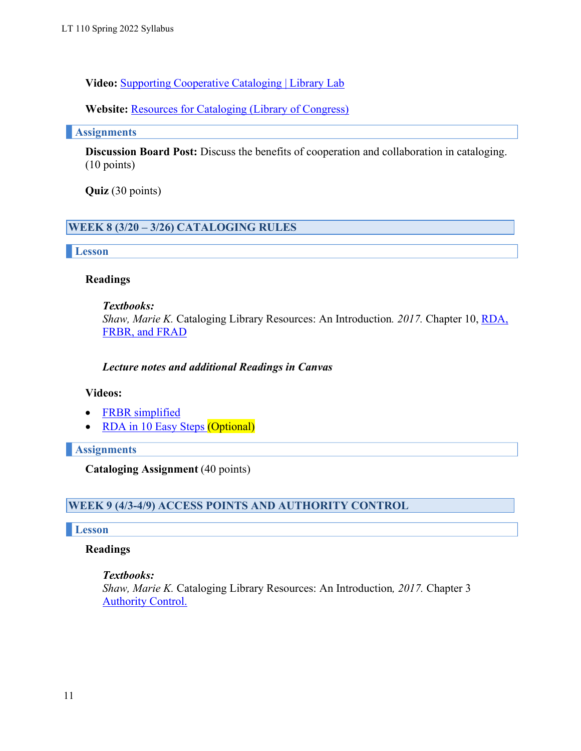**Video:** Supporting Cooperative Cataloging | Library Lab

**Website:** Resources for Cataloging (Library of Congress)

### Assignments

**Discussion Board Post:** Discuss the benefits of cooperation and collaboration in cataloging. (10 points)

**Quiz** (30 points)

## WEEK 8 (3/20 – 3/26) CATALOGING RULES

### Lesson

**Readings**

***Textbooks:***
*Shaw, Marie K.* Cataloging Library Resources: An Introduction*. 2017.* Chapter 10, RDA, FRBR, and FRAD

***Lecture notes and additional Readings in Canvas***

**Videos:**

- FRBR simplified
- RDA in 10 Easy Steps (Optional)

### Assignments

**Cataloging Assignment** (40 points)

## WEEK 9 (4/3-4/9) ACCESS POINTS AND AUTHORITY CONTROL

### Lesson

**Readings**

***Textbooks:***
*Shaw, Marie K.* Cataloging Library Resources: An Introduction*, 2017.* Chapter 3 Authority Control.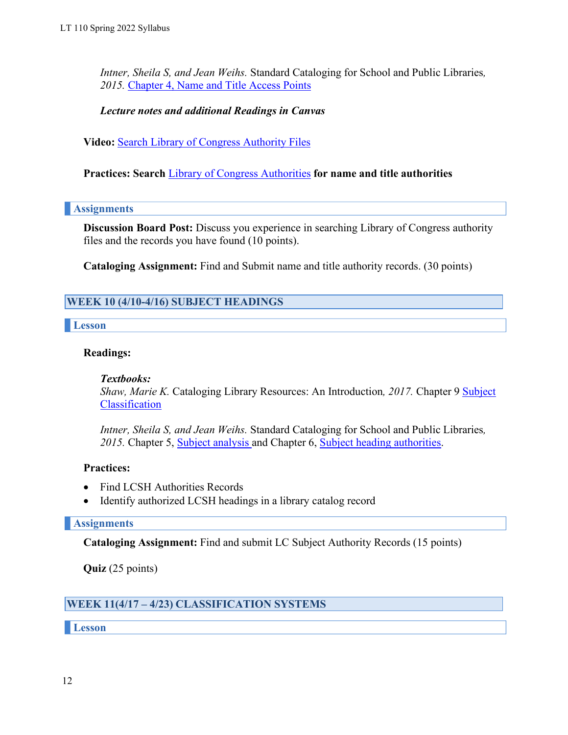*Intner, Sheila S, and Jean Weihs.* Standard Cataloging for School and Public Libraries*, 2015.* Chapter 4, Name and Title Access Points

***Lecture notes and additional Readings in Canvas***

**Video:** Search Library of Congress Authority Files

**Practices: Search** Library of Congress Authorities **for name and title authorities**

### Assignments

**Discussion Board Post:** Discuss you experience in searching Library of Congress authority files and the records you have found (10 points).

**Cataloging Assignment:** Find and Submit name and title authority records. (30 points)

## WEEK 10 (4/10-4/16) SUBJECT HEADINGS

### Lesson

**Readings:**

***Textbooks:***
*Shaw, Marie K.* Cataloging Library Resources: An Introduction*, 2017.* Chapter 9 Subject Classification

*Intner, Sheila S, and Jean Weihs.* Standard Cataloging for School and Public Libraries*, 2015.* Chapter 5, Subject analysis and Chapter 6, Subject heading authorities.

**Practices:**

- Find LCSH Authorities Records
- Identify authorized LCSH headings in a library catalog record

### Assignments

**Cataloging Assignment:** Find and submit LC Subject Authority Records (15 points)

**Quiz** (25 points)

## WEEK 11(4/17 – 4/23) CLASSIFICATION SYSTEMS

### Lesson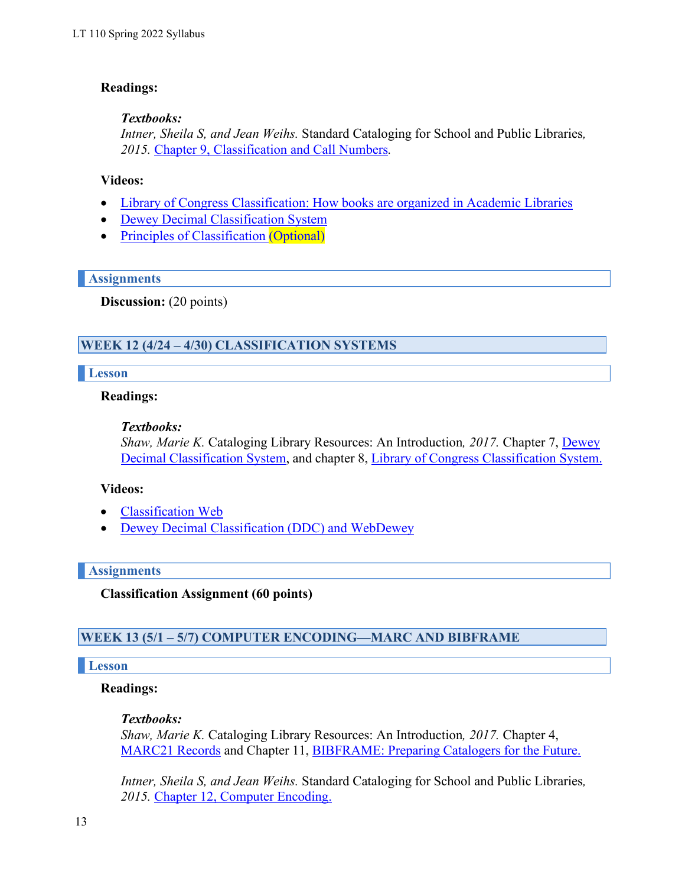**Readings:**

***Textbooks:***
*Intner, Sheila S, and Jean Weihs.* Standard Cataloging for School and Public Libraries*, 2015.* Chapter 9, Classification and Call Numbers.

**Videos:**

- Library of Congress Classification: How books are organized in Academic Libraries
- Dewey Decimal Classification System
- Principles of Classification (Optional)

### Assignments

**Discussion:** (20 points)

## WEEK 12 (4/24 – 4/30) CLASSIFICATION SYSTEMS

### Lesson

**Readings:**

***Textbooks:***
*Shaw, Marie K.* Cataloging Library Resources: An Introduction*, 2017.* Chapter 7, Dewey Decimal Classification System, and chapter 8, Library of Congress Classification System.

**Videos:**

- Classification Web
- Dewey Decimal Classification (DDC) and WebDewey

### Assignments

**Classification Assignment (60 points)**

## WEEK 13 (5/1 – 5/7) COMPUTER ENCODING—MARC AND BIBFRAME

### Lesson

**Readings:**

***Textbooks:***
*Shaw, Marie K.* Cataloging Library Resources: An Introduction*, 2017.* Chapter 4, MARC21 Records and Chapter 11, BIBFRAME: Preparing Catalogers for the Future.

*Intner, Sheila S, and Jean Weihs.* Standard Cataloging for School and Public Libraries*, 2015.* Chapter 12, Computer Encoding.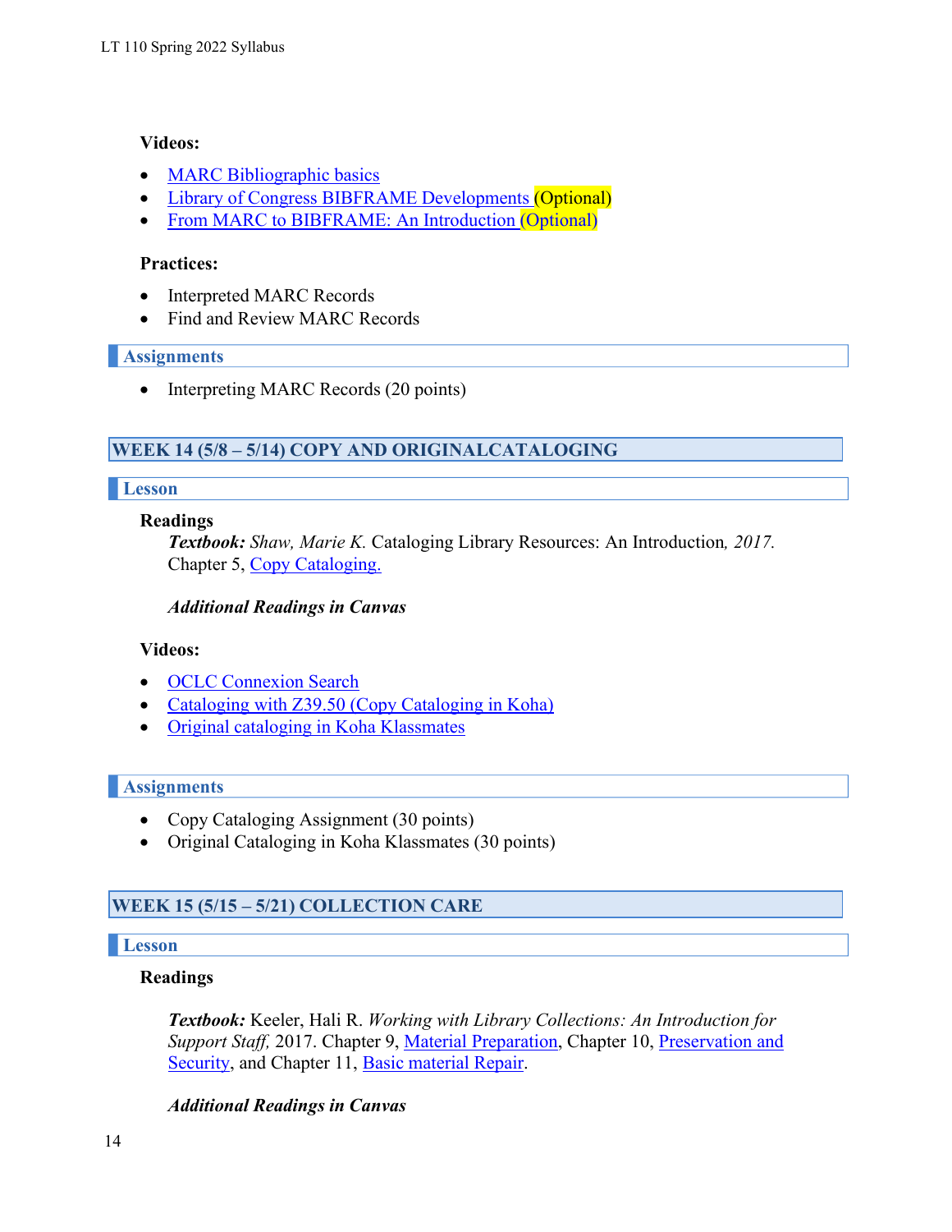**Videos:**

- MARC Bibliographic basics
- Library of Congress BIBFRAME Developments (Optional)
- From MARC to BIBFRAME: An Introduction (Optional)

**Practices:**

- Interpreted MARC Records
- Find and Review MARC Records

### Assignments

- Interpreting MARC Records (20 points)

## WEEK 14 (5/8 – 5/14) COPY AND ORIGINALCATALOGING

### Lesson

**Readings**

***Textbook:*** *Shaw, Marie K.* Cataloging Library Resources: An Introduction*, 2017.* Chapter 5, Copy Cataloging.

***Additional Readings in Canvas***

**Videos:**

- OCLC Connexion Search
- Cataloging with Z39.50 (Copy Cataloging in Koha)
- Original cataloging in Koha Klassmates

### Assignments

- Copy Cataloging Assignment (30 points)
- Original Cataloging in Koha Klassmates (30 points)

## WEEK 15 (5/15 – 5/21) COLLECTION CARE

### Lesson

**Readings**

***Textbook:*** Keeler, Hali R. *Working with Library Collections: An Introduction for Support Staff,* 2017. Chapter 9, Material Preparation, Chapter 10, Preservation and Security, and Chapter 11, Basic material Repair.

***Additional Readings in Canvas***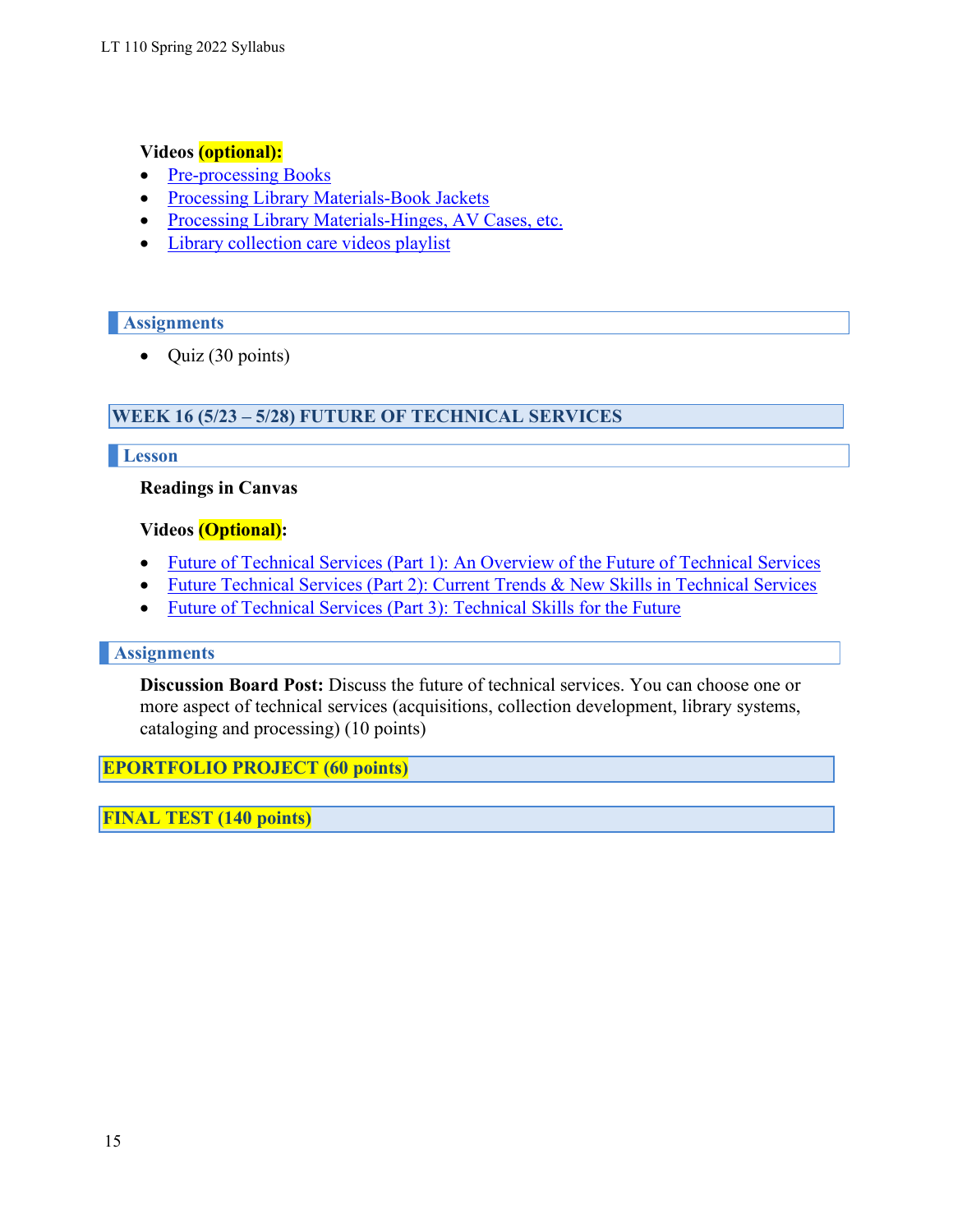**Videos (optional):**

- Pre-processing Books
- Processing Library Materials-Book Jackets
- Processing Library Materials-Hinges, AV Cases, etc.
- Library collection care videos playlist

### Assignments

- Quiz (30 points)

## WEEK 16 (5/23 – 5/28) FUTURE OF TECHNICAL SERVICES

### Lesson

**Readings in Canvas**

**Videos (Optional):**

- Future of Technical Services (Part 1): An Overview of the Future of Technical Services
- Future Technical Services (Part 2): Current Trends & New Skills in Technical Services
- Future of Technical Services (Part 3): Technical Skills for the Future

### Assignments

**Discussion Board Post:** Discuss the future of technical services. You can choose one or more aspect of technical services (acquisitions, collection development, library systems, cataloging and processing) (10 points)

## EPORTFOLIO PROJECT (60 points)

## FINAL TEST (140 points)